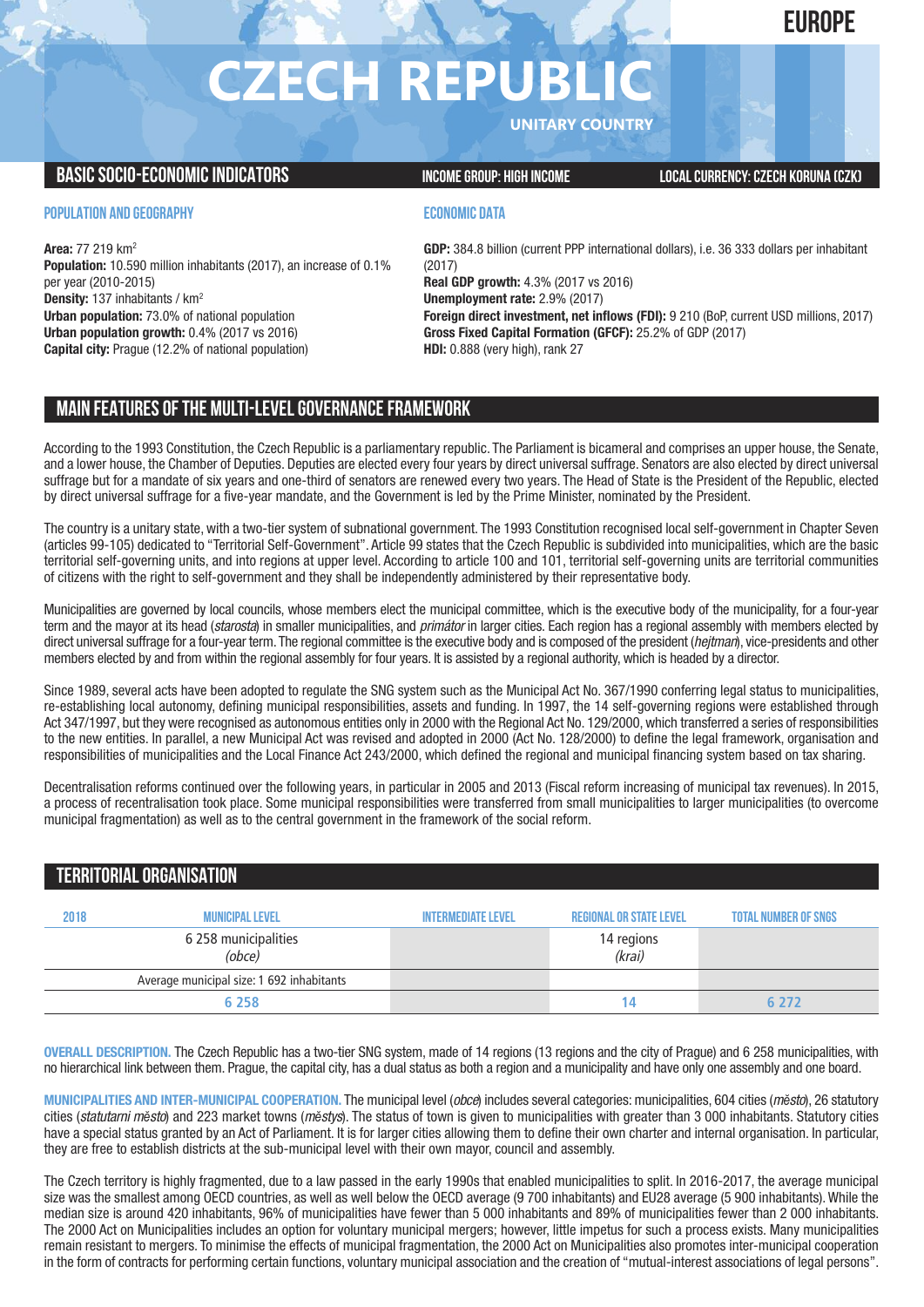EUROPE

# CZECH REPUBLIC

UNITARY COUNTRY

## BASIC SOCIO-ECONOMIC INDICATORS

INCOME GROUP: HIGH INCOME

LOCAL CURRENCY: CZECH KORUNA (CZK)

### POPULATION AND GEOGRAPHY

**Area:** 77 219 km$^2$
**Population:** 10.590 million inhabitants (2017), an increase of 0.1% per year (2010-2015)
**Density:** 137 inhabitants / km$^2$
**Urban population:** 73.0% of national population
**Urban population growth:** 0.4% (2017 vs 2016)
**Capital city:** Prague (12.2% of national population)

### ECONOMIC DATA

**GDP:** 384.8 billion (current PPP international dollars), i.e. 36 333 dollars per inhabitant (2017)
**Real GDP growth:** 4.3% (2017 vs 2016)
**Unemployment rate:** 2.9% (2017)
**Foreign direct investment, net inflows (FDI):** 9 210 (BoP, current USD millions, 2017)
**Gross Fixed Capital Formation (GFCF):** 25.2% of GDP (2017)
**HDI:** 0.888 (very high), rank 27

## MAIN FEATURES OF THE MULTI-LEVEL GOVERNANCE FRAMEWORK

According to the 1993 Constitution, the Czech Republic is a parliamentary republic. The Parliament is bicameral and comprises an upper house, the Senate, and a lower house, the Chamber of Deputies. Deputies are elected every four years by direct universal suffrage. Senators are also elected by direct universal suffrage but for a mandate of six years and one-third of senators are renewed every two years. The Head of State is the President of the Republic, elected by direct universal suffrage for a five-year mandate, and the Government is led by the Prime Minister, nominated by the President.

The country is a unitary state, with a two-tier system of subnational government. The 1993 Constitution recognised local self-government in Chapter Seven (articles 99-105) dedicated to "Territorial Self-Government". Article 99 states that the Czech Republic is subdivided into municipalities, which are the basic territorial self-governing units, and into regions at upper level. According to article 100 and 101, territorial self-governing units are territorial communities of citizens with the right to self-government and they shall be independently administered by their representative body.

Municipalities are governed by local councils, whose members elect the municipal committee, which is the executive body of the municipality, for a four-year term and the mayor at its head (*starosta*) in smaller municipalities, and *primátor* in larger cities. Each region has a regional assembly with members elected by direct universal suffrage for a four-year term. The regional committee is the executive body and is composed of the president (*hejtman*), vice-presidents and other members elected by and from within the regional assembly for four years. It is assisted by a regional authority, which is headed by a director.

Since 1989, several acts have been adopted to regulate the SNG system such as the Municipal Act No. 367/1990 conferring legal status to municipalities, re-establishing local autonomy, defining municipal responsibilities, assets and funding. In 1997, the 14 self-governing regions were established through Act 347/1997, but they were recognised as autonomous entities only in 2000 with the Regional Act No. 129/2000, which transferred a series of responsibilities to the new entities. In parallel, a new Municipal Act was revised and adopted in 2000 (Act No. 128/2000) to define the legal framework, organisation and responsibilities of municipalities and the Local Finance Act 243/2000, which defined the regional and municipal financing system based on tax sharing.

Decentralisation reforms continued over the following years, in particular in 2005 and 2013 (Fiscal reform increasing of municipal tax revenues). In 2015, a process of recentralisation took place. Some municipal responsibilities were transferred from small municipalities to larger municipalities (to overcome municipal fragmentation) as well as to the central government in the framework of the social reform.

## TERRITORIAL ORGANISATION

| 2018 | MUNICIPAL LEVEL | INTERMEDIATE LEVEL | REGIONAL OR STATE LEVEL | TOTAL NUMBER OF SNGS |
|---|---|---|---|---|
| | 6 258 municipalities *(obce)* | | 14 regions *(krai)* | |
| | Average municipal size: 1 692 inhabitants | | | |
| | 6 258 | | 14 | 6 272 |

**OVERALL DESCRIPTION.** The Czech Republic has a two-tier SNG system, made of 14 regions (13 regions and the city of Prague) and 6 258 municipalities, with no hierarchical link between them. Prague, the capital city, has a dual status as both a region and a municipality and have only one assembly and one board.

**MUNICIPALITIES AND INTER-MUNICIPAL COOPERATION.** The municipal level (*obce*) includes several categories: municipalities, 604 cities (*město*), 26 statutory cities (*statutarni město*) and 223 market towns (*městys*). The status of town is given to municipalities with greater than 3 000 inhabitants. Statutory cities have a special status granted by an Act of Parliament. It is for larger cities allowing them to define their own charter and internal organisation. In particular, they are free to establish districts at the sub-municipal level with their own mayor, council and assembly.

The Czech territory is highly fragmented, due to a law passed in the early 1990s that enabled municipalities to split. In 2016-2017, the average municipal size was the smallest among OECD countries, as well as well below the OECD average (9 700 inhabitants) and EU28 average (5 900 inhabitants). While the median size is around 420 inhabitants, 96% of municipalities have fewer than 5 000 inhabitants and 89% of municipalities fewer than 2 000 inhabitants. The 2000 Act on Municipalities includes an option for voluntary municipal mergers; however, little impetus for such a process exists. Many municipalities remain resistant to mergers. To minimise the effects of municipal fragmentation, the 2000 Act on Municipalities also promotes inter-municipal cooperation in the form of contracts for performing certain functions, voluntary municipal association and the creation of "mutual-interest associations of legal persons".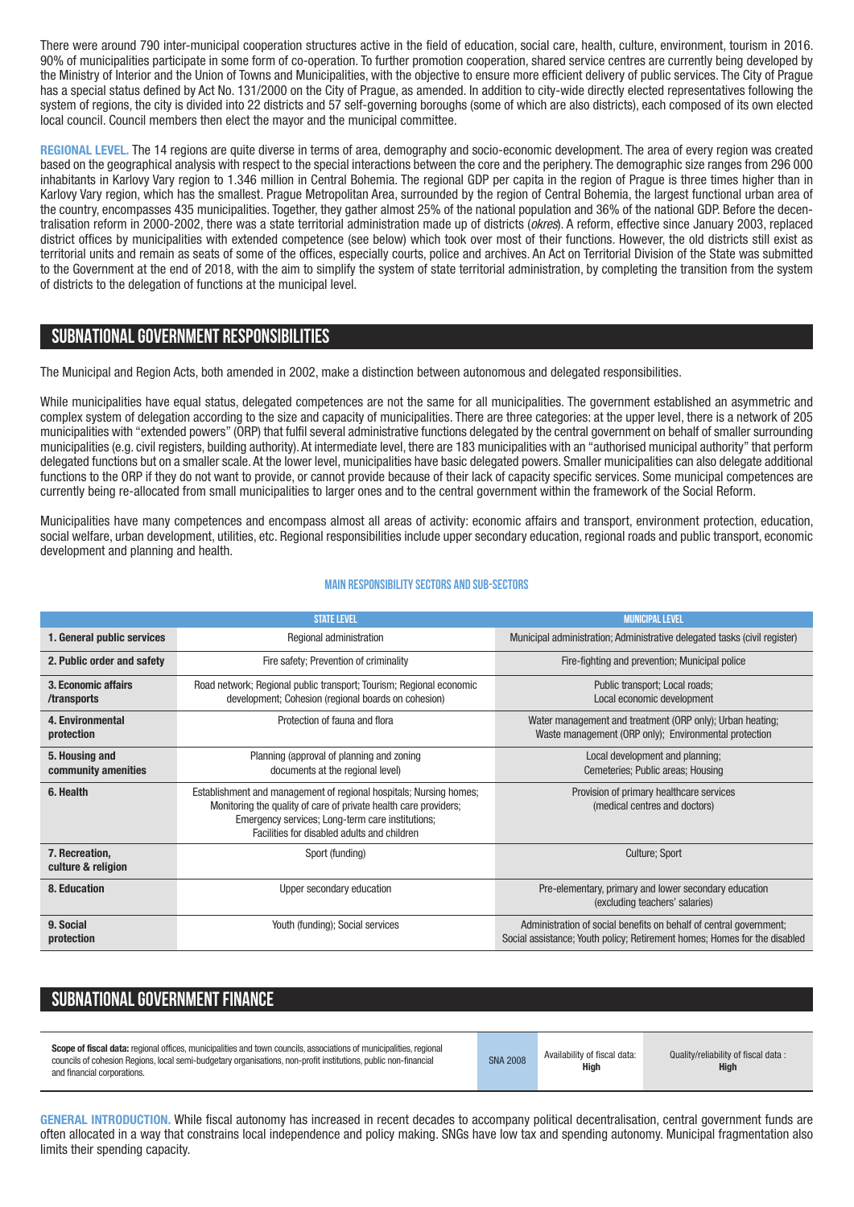There were around 790 inter-municipal cooperation structures active in the field of education, social care, health, culture, environment, tourism in 2016. 90% of municipalities participate in some form of co-operation. To further promotion cooperation, shared service centres are currently being developed by the Ministry of Interior and the Union of Towns and Municipalities, with the objective to ensure more efficient delivery of public services. The City of Prague has a special status defined by Act No. 131/2000 on the City of Prague, as amended. In addition to city-wide directly elected representatives following the system of regions, the city is divided into 22 districts and 57 self-governing boroughs (some of which are also districts), each composed of its own elected local council. Council members then elect the mayor and the municipal committee.

**REGIONAL LEVEL.** The 14 regions are quite diverse in terms of area, demography and socio-economic development. The area of every region was created based on the geographical analysis with respect to the special interactions between the core and the periphery. The demographic size ranges from 296 000 inhabitants in Karlovy Vary region to 1.346 million in Central Bohemia. The regional GDP per capita in the region of Prague is three times higher than in Karlovy Vary region, which has the smallest. Prague Metropolitan Area, surrounded by the region of Central Bohemia, the largest functional urban area of the country, encompasses 435 municipalities. Together, they gather almost 25% of the national population and 36% of the national GDP. Before the decentralisation reform in 2000-2002, there was a state territorial administration made up of districts (*okres*). A reform, effective since January 2003, replaced district offices by municipalities with extended competence (see below) which took over most of their functions. However, the old districts still exist as territorial units and remain as seats of some of the offices, especially courts, police and archives. An Act on Territorial Division of the State was submitted to the Government at the end of 2018, with the aim to simplify the system of state territorial administration, by completing the transition from the system of districts to the delegation of functions at the municipal level.

## SUBNATIONAL GOVERNMENT RESPONSIBILITIES

The Municipal and Region Acts, both amended in 2002, make a distinction between autonomous and delegated responsibilities.

While municipalities have equal status, delegated competences are not the same for all municipalities. The government established an asymmetric and complex system of delegation according to the size and capacity of municipalities. There are three categories: at the upper level, there is a network of 205 municipalities with "extended powers" (ORP) that fulfil several administrative functions delegated by the central government on behalf of smaller surrounding municipalities (e.g. civil registers, building authority). At intermediate level, there are 183 municipalities with an "authorised municipal authority" that perform delegated functions but on a smaller scale. At the lower level, municipalities have basic delegated powers. Smaller municipalities can also delegate additional functions to the ORP if they do not want to provide, or cannot provide because of their lack of capacity specific services. Some municipal competences are currently being re-allocated from small municipalities to larger ones and to the central government within the framework of the Social Reform.

Municipalities have many competences and encompass almost all areas of activity: economic affairs and transport, environment protection, education, social welfare, urban development, utilities, etc. Regional responsibilities include upper secondary education, regional roads and public transport, economic development and planning and health.

### MAIN RESPONSIBILITY SECTORS AND SUB-SECTORS

| | STATE LEVEL | MUNICIPAL LEVEL |
|---|---|---|
| **1. General public services** | Regional administration | Municipal administration; Administrative delegated tasks (civil register) |
| **2. Public order and safety** | Fire safety; Prevention of criminality | Fire-fighting and prevention; Municipal police |
| **3. Economic affairs /transports** | Road network; Regional public transport; Tourism; Regional economic development; Cohesion (regional boards on cohesion) | Public transport; Local roads; Local economic development |
| **4. Environmental protection** | Protection of fauna and flora | Water management and treatment (ORP only); Urban heating; Waste management (ORP only); Environmental protection |
| **5. Housing and community amenities** | Planning (approval of planning and zoning documents at the regional level) | Local development and planning; Cemeteries; Public areas; Housing |
| **6. Health** | Establishment and management of regional hospitals; Nursing homes; Monitoring the quality of care of private health care providers; Emergency services; Long-term care institutions; Facilities for disabled adults and children | Provision of primary healthcare services (medical centres and doctors) |
| **7. Recreation, culture & religion** | Sport (funding) | Culture; Sport |
| **8. Education** | Upper secondary education | Pre-elementary, primary and lower secondary education (excluding teachers' salaries) |
| **9. Social protection** | Youth (funding); Social services | Administration of social benefits on behalf of central government; Social assistance; Youth policy; Retirement homes; Homes for the disabled |

## SUBNATIONAL GOVERNMENT FINANCE

| **Scope of fiscal data:** regional offices, municipalities and town councils, associations of municipalities, regional councils of cohesion Regions, local semi-budgetary organisations, non-profit institutions, public non-financial and financial corporations. | SNA 2008 | Availability of fiscal data: **High** | Quality/reliability of fiscal data : **High** |
|---|---|---|---|

**GENERAL INTRODUCTION.** While fiscal autonomy has increased in recent decades to accompany political decentralisation, central government funds are often allocated in a way that constrains local independence and policy making. SNGs have low tax and spending autonomy. Municipal fragmentation also limits their spending capacity.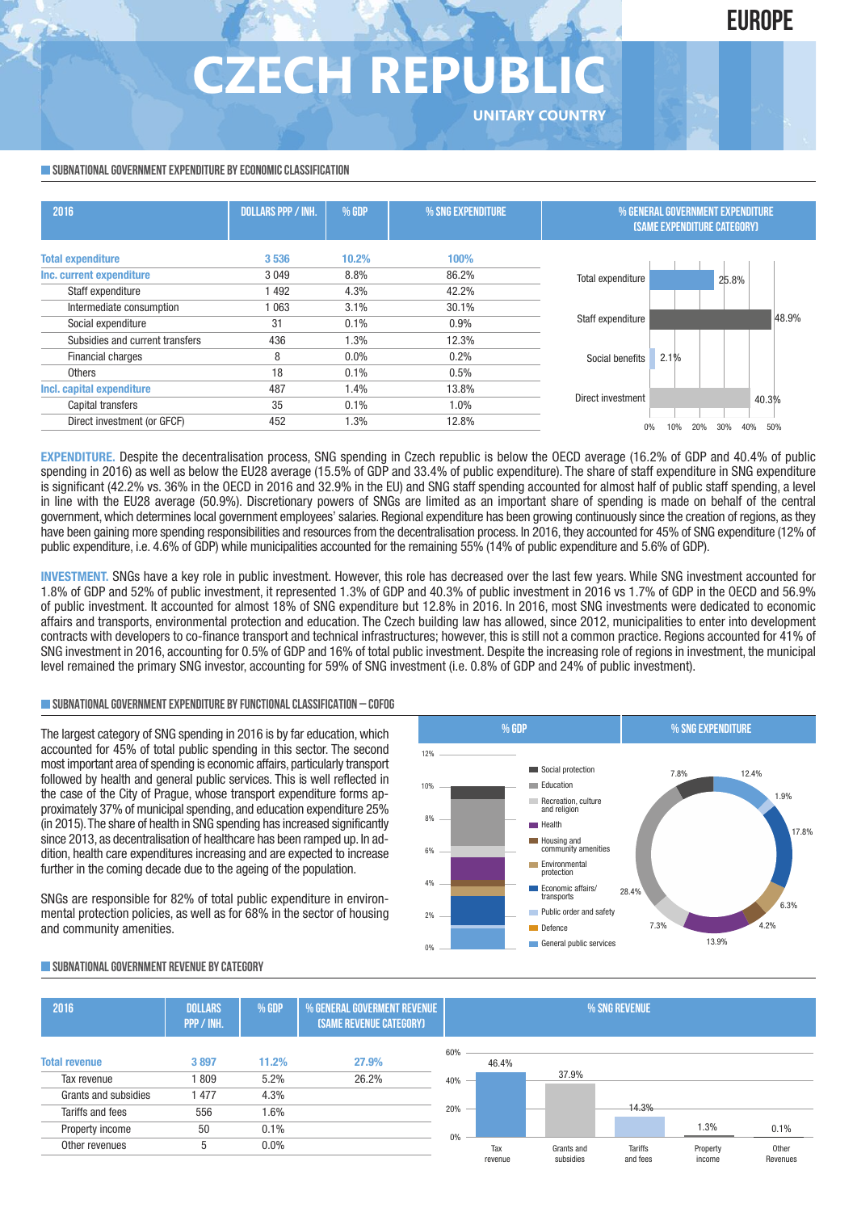# CZECH REPUBLIC

EUROPE

UNITARY COUNTRY

## SUBNATIONAL GOVERNMENT EXPENDITURE BY ECONOMIC CLASSIFICATION

| 2016 | DOLLARS PPP / INH. | % GDP | % SNG EXPENDITURE |
|---|---|---|---|
| **Total expenditure** | **3 536** | **10.2%** | **100%** |
| **Inc. current expenditure** | 3 049 | 8.8% | 86.2% |
| Staff expenditure | 1 492 | 4.3% | 42.2% |
| Intermediate consumption | 1 063 | 3.1% | 30.1% |
| Social expenditure | 31 | 0.1% | 0.9% |
| Subsidies and current transfers | 436 | 1.3% | 12.3% |
| Financial charges | 8 | 0.0% | 0.2% |
| Others | 18 | 0.1% | 0.5% |
| **Incl. capital expenditure** | 487 | 1.4% | 13.8% |
| Capital transfers | 35 | 0.1% | 1.0% |
| Direct investment (or GFCF) | 452 | 1.3% | 12.8% |

% GENERAL GOVERNMENT EXPENDITURE (SAME EXPENDITURE CATEGORY)

| Category | % |
|---|---|
| Total expenditure | 25.8% |
| Staff expenditure | 48.9% |
| Social benefits | 2.1% |
| Direct investment | 40.3% |

**EXPENDITURE.** Despite the decentralisation process, SNG spending in Czech republic is below the OECD average (16.2% of GDP and 40.4% of public spending in 2016) as well as below the EU28 average (15.5% of GDP and 33.4% of public expenditure). The share of staff expenditure in SNG expenditure is significant (42.2% vs. 36% in the OECD in 2016 and 32.9% in the EU) and SNG staff spending accounted for almost half of public staff spending, a level in line with the EU28 average (50.9%). Discretionary powers of SNGs are limited as an important share of spending is made on behalf of the central government, which determines local government employees' salaries. Regional expenditure has been growing continuously since the creation of regions, as they have been gaining more spending responsibilities and resources from the decentralisation process. In 2016, they accounted for 45% of SNG expenditure (12% of public expenditure, i.e. 4.6% of GDP) while municipalities accounted for the remaining 55% (14% of public expenditure and 5.6% of GDP).

**INVESTMENT.** SNGs have a key role in public investment. However, this role has decreased over the last few years. While SNG investment accounted for 1.8% of GDP and 52% of public investment, it represented 1.3% of GDP and 40.3% of public investment in 2016 vs 1.7% of GDP in the OECD and 56.9% of public investment. It accounted for almost 18% of SNG expenditure but 12.8% in 2016. In 2016, most SNG investments were dedicated to economic affairs and transports, environmental protection and education. The Czech building law has allowed, since 2012, municipalities to enter into development contracts with developers to co-finance transport and technical infrastructures; however, this is still not a common practice. Regions accounted for 41% of SNG investment in 2016, accounting for 0.5% of GDP and 16% of total public investment. Despite the increasing role of regions in investment, the municipal level remained the primary SNG investor, accounting for 59% of SNG investment (i.e. 0.8% of GDP and 24% of public investment).

## SUBNATIONAL GOVERNMENT EXPENDITURE BY FUNCTIONAL CLASSIFICATION – COFOG

The largest category of SNG spending in 2016 is by far education, which accounted for 45% of total public spending in this sector. The second most important area of spending is economic affairs, particularly transport followed by health and general public services. This is well reflected in the case of the City of Prague, whose transport expenditure forms approximately 37% of municipal spending, and education expenditure 25% (in 2015). The share of health in SNG spending has increased significantly since 2013, as decentralisation of healthcare has been ramped up. In addition, health care expenditures increasing and are expected to increase further in the coming decade due to the ageing of the population.

SNGs are responsible for 82% of total public expenditure in environmental protection policies, as well as for 68% in the sector of housing and community amenities.

% SNG EXPENDITURE

| Category | % |
|---|---|
| Social protection | 7.8% |
| Education | 28.4% |
| Recreation, culture and religion | 7.3% |
| Health | 13.9% |
| Housing and community amenities | 4.2% |
| Environmental protection | 6.3% |
| Economic affairs/ transports | 17.8% |
| Public order and safety | 1.9% |
| Defence | |
| General public services | 12.4% |

## SUBNATIONAL GOVERNMENT REVENUE BY CATEGORY

| 2016 | DOLLARS PPP / INH. | % GDP | % GENERAL GOVERMENT REVENUE (SAME REVENUE CATEGORY) |
|---|---|---|---|
| **Total revenue** | **3 897** | **11.2%** | **27.9%** |
| Tax revenue | 1 809 | 5.2% | 26.2% |
| Grants and subsidies | 1 477 | 4.3% | |
| Tariffs and fees | 556 | 1.6% | |
| Property income | 50 | 0.1% | |
| Other revenues | 5 | 0.0% | |

% SNG REVENUE

| Tax revenue | Grants and subsidies | Tariffs and fees | Property income | Other Revenues |
|---|---|---|---|---|
| 46.4% | 37.9% | 14.3% | 1.3% | 0.1% |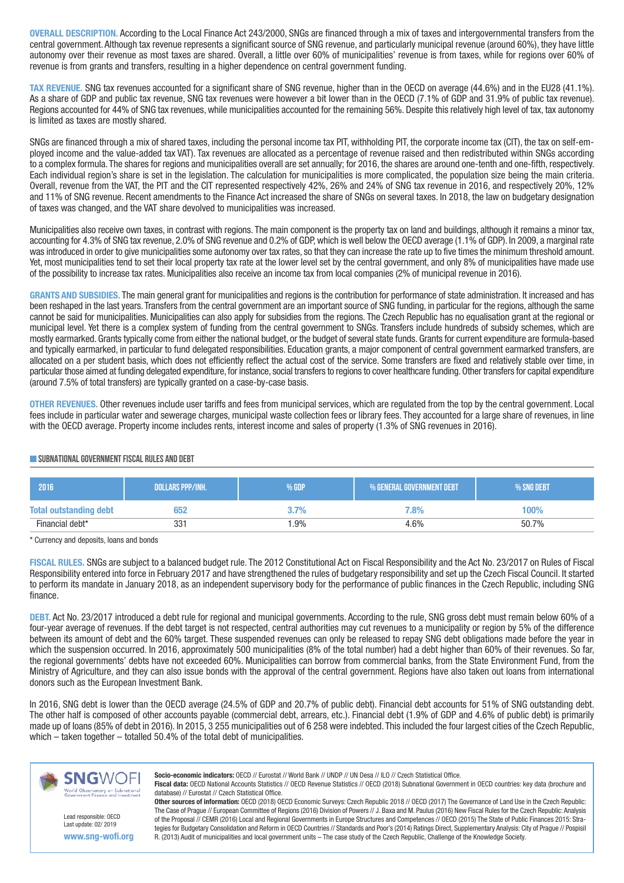**OVERALL DESCRIPTION.** According to the Local Finance Act 243/2000, SNGs are financed through a mix of taxes and intergovernmental transfers from the central government. Although tax revenue represents a significant source of SNG revenue, and particularly municipal revenue (around 60%), they have little autonomy over their revenue as most taxes are shared. Overall, a little over 60% of municipalities' revenue is from taxes, while for regions over 60% of revenue is from grants and transfers, resulting in a higher dependence on central government funding.

**TAX REVENUE.** SNG tax revenues accounted for a significant share of SNG revenue, higher than in the OECD on average (44.6%) and in the EU28 (41.1%). As a share of GDP and public tax revenue, SNG tax revenues were however a bit lower than in the OECD (7.1% of GDP and 31.9% of public tax revenue). Regions accounted for 44% of SNG tax revenues, while municipalities accounted for the remaining 56%. Despite this relatively high level of tax, tax autonomy is limited as taxes are mostly shared.

SNGs are financed through a mix of shared taxes, including the personal income tax PIT, withholding PIT, the corporate income tax (CIT), the tax on self-employed income and the value-added tax VAT). Tax revenues are allocated as a percentage of revenue raised and then redistributed within SNGs according to a complex formula. The shares for regions and municipalities overall are set annually; for 2016, the shares are around one-tenth and one-fifth, respectively. Each individual region's share is set in the legislation. The calculation for municipalities is more complicated, the population size being the main criteria. Overall, revenue from the VAT, the PIT and the CIT represented respectively 42%, 26% and 24% of SNG tax revenue in 2016, and respectively 20%, 12% and 11% of SNG revenue. Recent amendments to the Finance Act increased the share of SNGs on several taxes. In 2018, the law on budgetary designation of taxes was changed, and the VAT share devolved to municipalities was increased.

Municipalities also receive own taxes, in contrast with regions. The main component is the property tax on land and buildings, although it remains a minor tax, accounting for 4.3% of SNG tax revenue, 2.0% of SNG revenue and 0.2% of GDP, which is well below the OECD average (1.1% of GDP). In 2009, a marginal rate was introduced in order to give municipalities some autonomy over tax rates, so that they can increase the rate up to five times the minimum threshold amount. Yet, most municipalities tend to set their local property tax rate at the lower level set by the central government, and only 8% of municipalities have made use of the possibility to increase tax rates. Municipalities also receive an income tax from local companies (2% of municipal revenue in 2016).

**GRANTS AND SUBSIDIES.** The main general grant for municipalities and regions is the contribution for performance of state administration. It increased and has been reshaped in the last years. Transfers from the central government are an important source of SNG funding, in particular for the regions, although the same cannot be said for municipalities. Municipalities can also apply for subsidies from the regions. The Czech Republic has no equalisation grant at the regional or municipal level. Yet there is a complex system of funding from the central government to SNGs. Transfers include hundreds of subsidy schemes, which are mostly earmarked. Grants typically come from either the national budget, or the budget of several state funds. Grants for current expenditure are formula-based and typically earmarked, in particular to fund delegated responsibilities. Education grants, a major component of central government earmarked transfers, are allocated on a per student basis, which does not efficiently reflect the actual cost of the service. Some transfers are fixed and relatively stable over time, in particular those aimed at funding delegated expenditure, for instance, social transfers to regions to cover healthcare funding. Other transfers for capital expenditure (around 7.5% of total transfers) are typically granted on a case-by-case basis.

**OTHER REVENUES.** Other revenues include user tariffs and fees from municipal services, which are regulated from the top by the central government. Local fees include in particular water and sewerage charges, municipal waste collection fees or library fees. They accounted for a large share of revenues, in line with the OECD average. Property income includes rents, interest income and sales of property (1.3% of SNG revenues in 2016).

## SUBNATIONAL GOVERNMENT FISCAL RULES AND DEBT

| 2016 | DOLLARS PPP/INH. | % GDP | % GENERAL GOVERNMENT DEBT | % SNG DEBT |
|---|---|---|---|---|
| **Total outstanding debt** | **652** | **3.7%** | **7.8%** | **100%** |
| Financial debt* | 331 | 1.9% | 4.6% | 50.7% |

\* Currency and deposits, loans and bonds

**FISCAL RULES.** SNGs are subject to a balanced budget rule. The 2012 Constitutional Act on Fiscal Responsibility and the Act No. 23/2017 on Rules of Fiscal Responsibility entered into force in February 2017 and have strengthened the rules of budgetary responsibility and set up the Czech Fiscal Council. It started to perform its mandate in January 2018, as an independent supervisory body for the performance of public finances in the Czech Republic, including SNG finance.

**DEBT.** Act No. 23/2017 introduced a debt rule for regional and municipal governments. According to the rule, SNG gross debt must remain below 60% of a four-year average of revenues. If the debt target is not respected, central authorities may cut revenues to a municipality or region by 5% of the difference between its amount of debt and the 60% target. These suspended revenues can only be released to repay SNG debt obligations made before the year in which the suspension occurred. In 2016, approximately 500 municipalities (8% of the total number) had a debt higher than 60% of their revenues. So far, the regional governments' debts have not exceeded 60%. Municipalities can borrow from commercial banks, from the State Environment Fund, from the Ministry of Agriculture, and they can also issue bonds with the approval of the central government. Regions have also taken out loans from international donors such as the European Investment Bank.

In 2016, SNG debt is lower than the OECD average (24.5% of GDP and 20.7% of public debt). Financial debt accounts for 51% of SNG outstanding debt. The other half is composed of other accounts payable (commercial debt, arrears, etc.). Financial debt (1.9% of GDP and 4.6% of public debt) is primarily made up of loans (85% of debt in 2016). In 2015, 3 255 municipalities out of 6 258 were indebted. This included the four largest cities of the Czech Republic, which – taken together – totalled 50.4% of the total debt of municipalities.

SNGWOFI
World Observatory on Subnational Government Finance and Investment

Lead responsible: OECD
Last update: 02/ 2019

www.sng-wofi.org

**Socio-economic indicators:** OECD // Eurostat // World Bank // UNDP // UN Desa // ILO // Czech Statistical Office.

**Fiscal data:** OECD National Accounts Statistics // OECD Revenue Statistics // OECD (2018) Subnational Government in OECD countries: key data (brochure and database) // Eurostat // Czech Statistical Office.

**Other sources of information:** OECD (2018) OECD Economic Surveys: Czech Republic 2018 // OECD (2017) The Governance of Land Use in the Czech Republic: The Case of Prague // European Committee of Regions (2016) Division of Powers // J. Baxa and M. Paulus (2016) New Fiscal Rules for the Czech Republic: Analysis of the Proposal // CEMR (2016) Local and Regional Governments in Europe Structures and Competences // OECD (2015) The State of Public Finances 2015: Strategies for Budgetary Consolidation and Reform in OECD Countries // Standards and Poor's (2014) Ratings Direct, Supplementary Analysis: City of Prague // Pospisil R. (2013) Audit of municipalities and local government units – The case study of the Czech Republic, Challenge of the Knowledge Society.